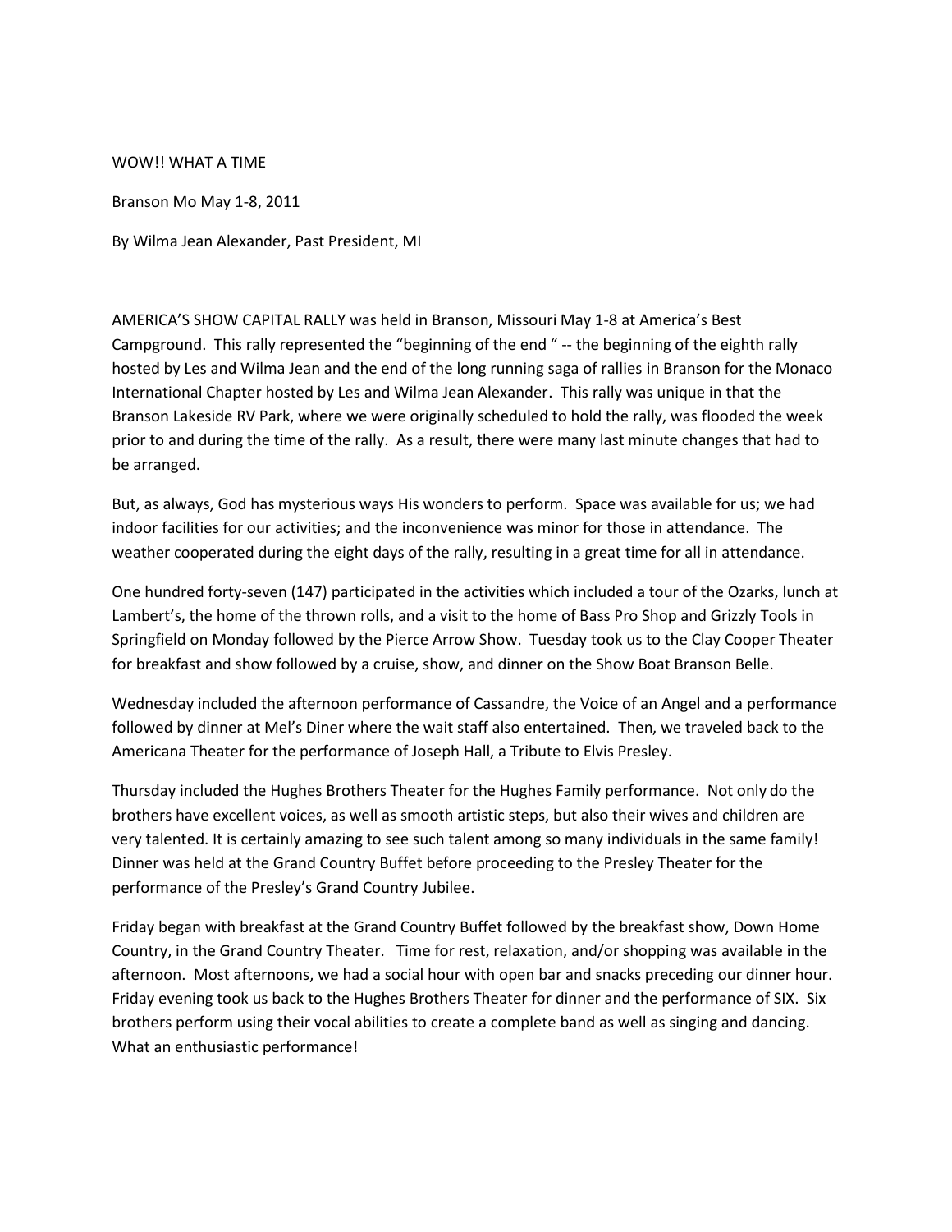# WOW!! WHAT A TIME

Branson Mo May 1-8, 2011

By Wilma Jean Alexander, Past President, MI

AMERICA'S SHOW CAPITAL RALLY was held in Branson, Missouri May 1-8 at America's Best Campground. This rally represented the "beginning of the end " -- the beginning of the eighth rally hosted by Les and Wilma Jean and the end of the long running saga of rallies in Branson for the Monaco International Chapter hosted by Les and Wilma Jean Alexander. This rally was unique in that the Branson Lakeside RV Park, where we were originally scheduled to hold the rally, was flooded the week prior to and during the time of the rally. As a result, there were many last minute changes that had to be arranged.

But, as always, God has mysterious ways His wonders to perform. Space was available for us; we had indoor facilities for our activities; and the inconvenience was minor for those in attendance. The weather cooperated during the eight days of the rally, resulting in a great time for all in attendance.

One hundred forty-seven (147) participated in the activities which included a tour of the Ozarks, lunch at Lambert's, the home of the thrown rolls, and a visit to the home of Bass Pro Shop and Grizzly Tools in Springfield on Monday followed by the Pierce Arrow Show. Tuesday took us to the Clay Cooper Theater for breakfast and show followed by a cruise, show, and dinner on the Show Boat Branson Belle.

Wednesday included the afternoon performance of Cassandre, the Voice of an Angel and a performance followed by dinner at Mel's Diner where the wait staff also entertained. Then, we traveled back to the Americana Theater for the performance of Joseph Hall, a Tribute to Elvis Presley.

Thursday included the Hughes Brothers Theater for the Hughes Family performance. Not only do the brothers have excellent voices, as well as smooth artistic steps, but also their wives and children are very talented. It is certainly amazing to see such talent among so many individuals in the same family! Dinner was held at the Grand Country Buffet before proceeding to the Presley Theater for the performance of the Presley's Grand Country Jubilee.

Friday began with breakfast at the Grand Country Buffet followed by the breakfast show, Down Home Country, in the Grand Country Theater. Time for rest, relaxation, and/or shopping was available in the afternoon. Most afternoons, we had a social hour with open bar and snacks preceding our dinner hour. Friday evening took us back to the Hughes Brothers Theater for dinner and the performance of SIX. Six brothers perform using their vocal abilities to create a complete band as well as singing and dancing. What an enthusiastic performance!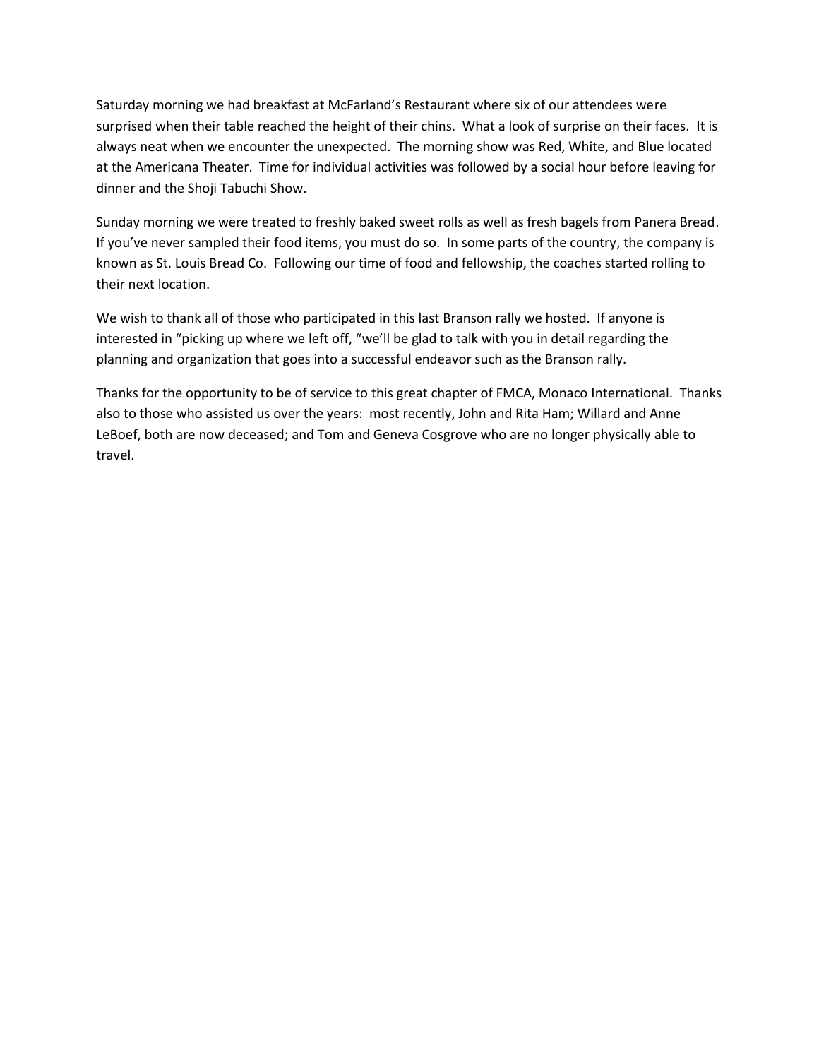Saturday morning we had breakfast at McFarland's Restaurant where six of our attendees were surprised when their table reached the height of their chins. What a look of surprise on their faces. It is always neat when we encounter the unexpected. The morning show was Red, White, and Blue located at the Americana Theater. Time for individual activities was followed by a social hour before leaving for dinner and the Shoji Tabuchi Show.

Sunday morning we were treated to freshly baked sweet rolls as well as fresh bagels from Panera Bread. If you've never sampled their food items, you must do so. In some parts of the country, the company is known as St. Louis Bread Co. Following our time of food and fellowship, the coaches started rolling to their next location.

We wish to thank all of those who participated in this last Branson rally we hosted. If anyone is interested in "picking up where we left off, "we'll be glad to talk with you in detail regarding the planning and organization that goes into a successful endeavor such as the Branson rally.

Thanks for the opportunity to be of service to this great chapter of FMCA, Monaco International. Thanks also to those who assisted us over the years: most recently, John and Rita Ham; Willard and Anne LeBoef, both are now deceased; and Tom and Geneva Cosgrove who are no longer physically able to travel.